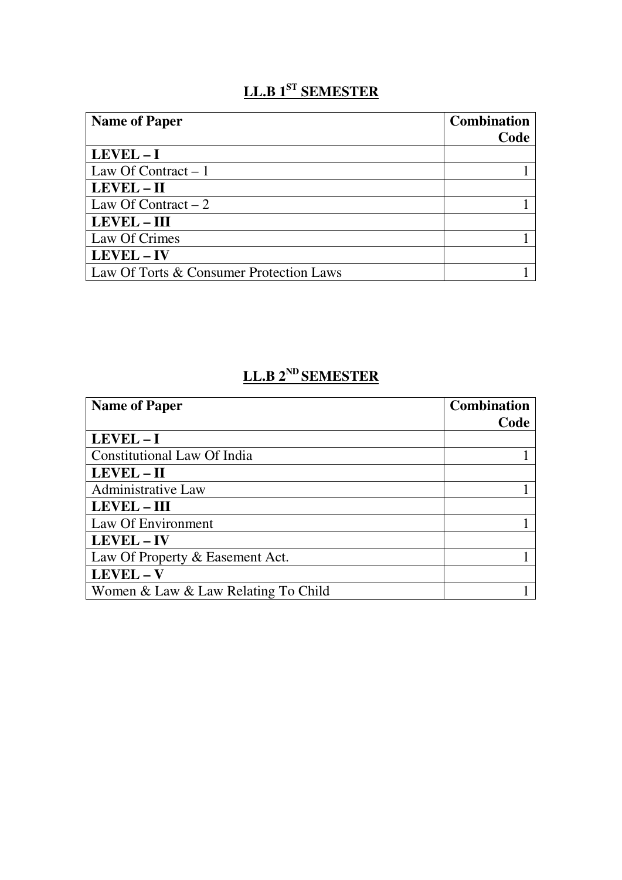## LL.B 1ST SEMESTER

| Name of Paper | Combination Code |
|---|---|
| **LEVEL – I** | |
| Law Of Contract – 1 | 1 |
| **LEVEL – II** | |
| Law Of Contract – 2 | 1 |
| **LEVEL – III** | |
| Law Of Crimes | 1 |
| **LEVEL – IV** | |
| Law Of Torts & Consumer Protection Laws | 1 |

## LL.B 2ND SEMESTER

| Name of Paper | Combination Code |
|---|---|
| **LEVEL – I** | |
| Constitutional Law Of India | 1 |
| **LEVEL – II** | |
| Administrative Law | 1 |
| **LEVEL – III** | |
| Law Of Environment | 1 |
| **LEVEL – IV** | |
| Law Of Property & Easement Act. | 1 |
| **LEVEL – V** | |
| Women & Law & Law Relating To Child | 1 |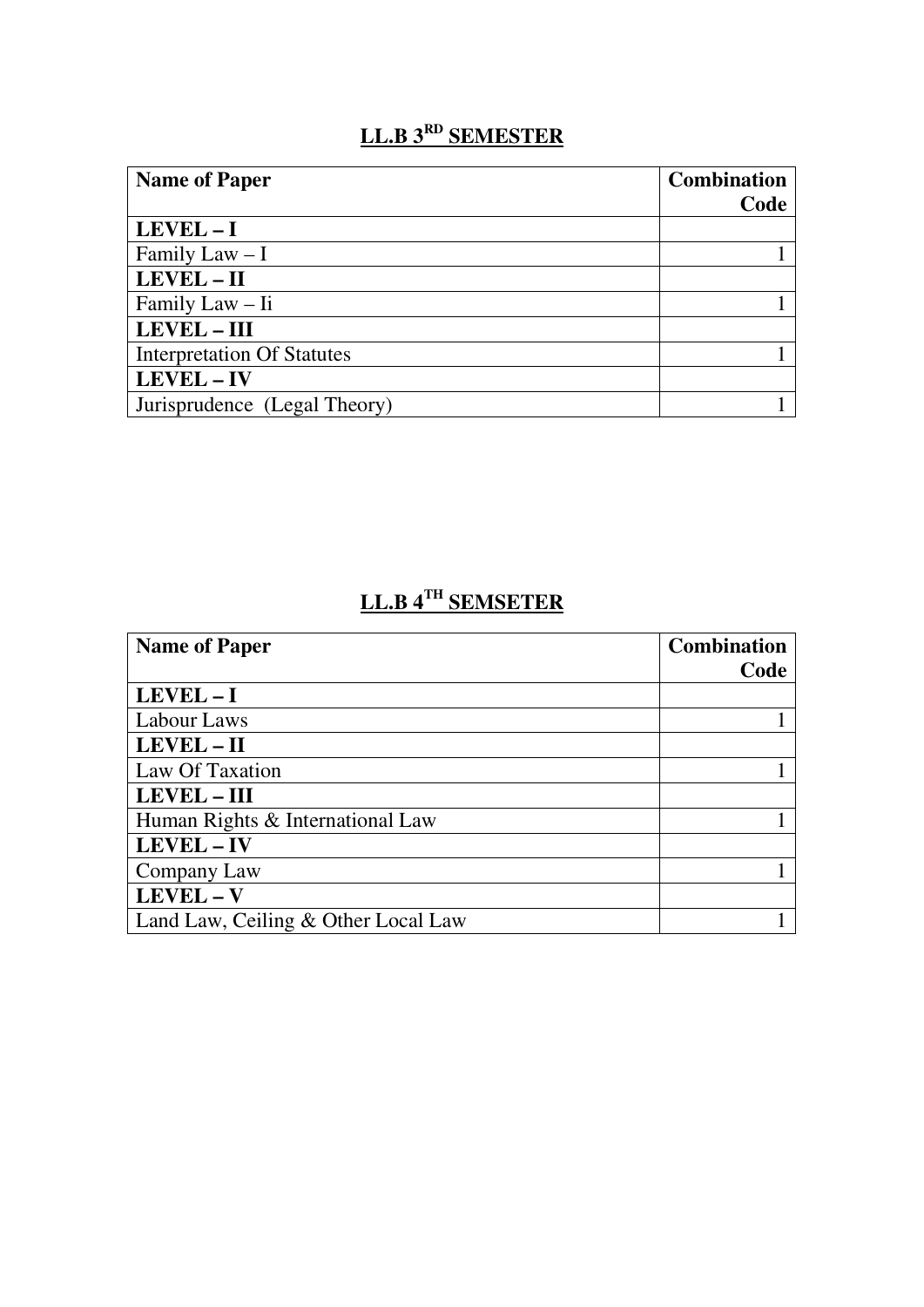## LL.B 3RD SEMESTER

| Name of Paper | Combination Code |
|---|---|
| **LEVEL – I** | |
| Family Law – I | 1 |
| **LEVEL – II** | |
| Family Law – Ii | 1 |
| **LEVEL – III** | |
| Interpretation Of Statutes | 1 |
| **LEVEL – IV** | |
| Jurisprudence (Legal Theory) | 1 |

## LL.B 4TH SEMSETER

| Name of Paper | Combination Code |
|---|---|
| **LEVEL – I** | |
| Labour Laws | 1 |
| **LEVEL – II** | |
| Law Of Taxation | 1 |
| **LEVEL – III** | |
| Human Rights & International Law | 1 |
| **LEVEL – IV** | |
| Company Law | 1 |
| **LEVEL – V** | |
| Land Law, Ceiling & Other Local Law | 1 |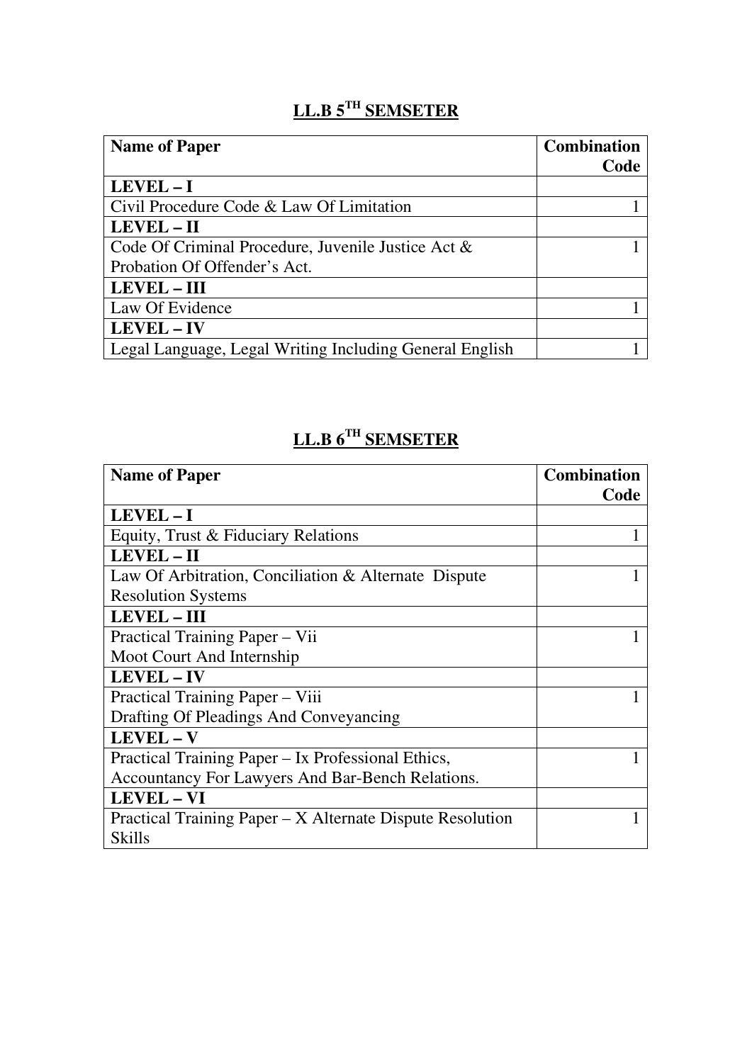## LL.B 5TH SEMSETER

| Name of Paper | Combination Code |
|---|---|
| **LEVEL – I** | |
| Civil Procedure Code & Law Of Limitation | 1 |
| **LEVEL – II** | |
| Code Of Criminal Procedure, Juvenile Justice Act & Probation Of Offender's Act. | 1 |
| **LEVEL – III** | |
| Law Of Evidence | 1 |
| **LEVEL – IV** | |
| Legal Language, Legal Writing Including General English | 1 |

## LL.B 6TH SEMSETER

| Name of Paper | Combination Code |
|---|---|
| **LEVEL – I** | |
| Equity, Trust & Fiduciary Relations | 1 |
| **LEVEL – II** | |
| Law Of Arbitration, Conciliation & Alternate Dispute Resolution Systems | 1 |
| **LEVEL – III** | |
| Practical Training Paper – Vii Moot Court And Internship | 1 |
| **LEVEL – IV** | |
| Practical Training Paper – Viii Drafting Of Pleadings And Conveyancing | 1 |
| **LEVEL – V** | |
| Practical Training Paper – Ix Professional Ethics, Accountancy For Lawyers And Bar-Bench Relations. | 1 |
| **LEVEL – VI** | |
| Practical Training Paper – X Alternate Dispute Resolution Skills | 1 |